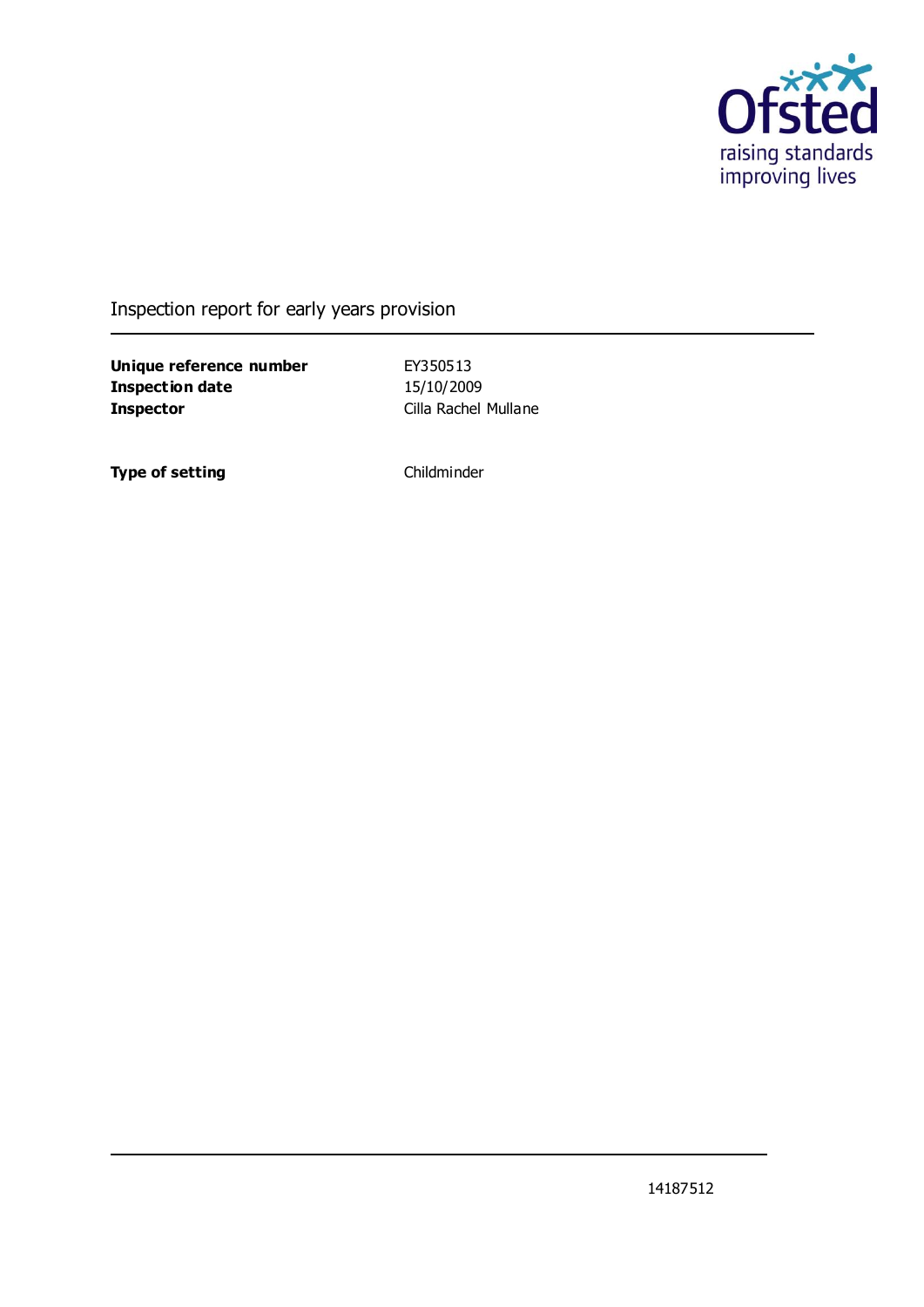Ofsted
raising standards
improving lives

# Inspection report for early years provision

| | |
|---|---|
| **Unique reference number** | EY350513 |
| **Inspection date** | 15/10/2009 |
| **Inspector** | Cilla Rachel Mullane |

| | |
|---|---|
| **Type of setting** | Childminder |

14187512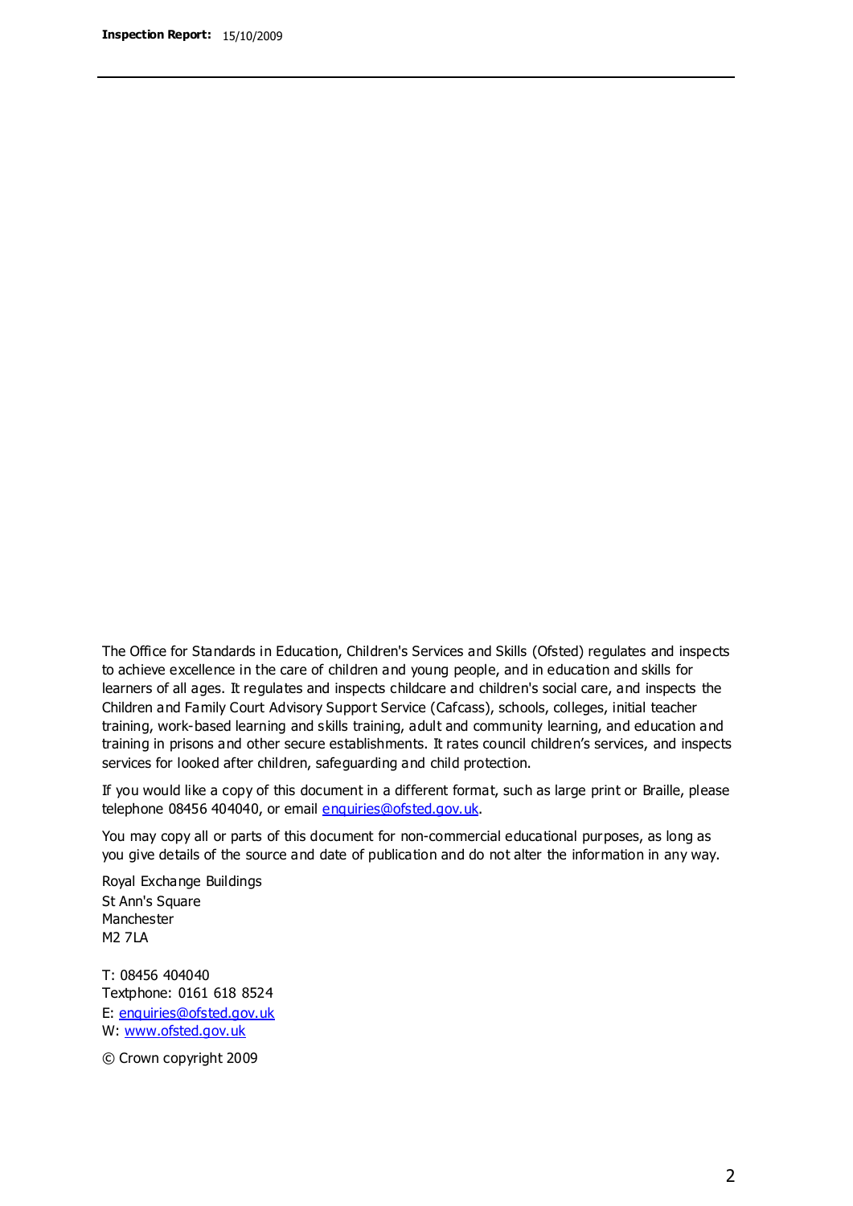The Office for Standards in Education, Children's Services and Skills (Ofsted) regulates and inspects to achieve excellence in the care of children and young people, and in education and skills for learners of all ages. It regulates and inspects childcare and children's social care, and inspects the Children and Family Court Advisory Support Service (Cafcass), schools, colleges, initial teacher training, work-based learning and skills training, adult and community learning, and education and training in prisons and other secure establishments. It rates council children's services, and inspects services for looked after children, safeguarding and child protection.

If you would like a copy of this document in a different format, such as large print or Braille, please telephone 08456 404040, or email enquiries@ofsted.gov.uk.

You may copy all or parts of this document for non-commercial educational purposes, as long as you give details of the source and date of publication and do not alter the information in any way.

Royal Exchange Buildings
St Ann's Square
Manchester
M2 7LA

T: 08456 404040
Textphone: 0161 618 8524
E: enquiries@ofsted.gov.uk
W: www.ofsted.gov.uk

© Crown copyright 2009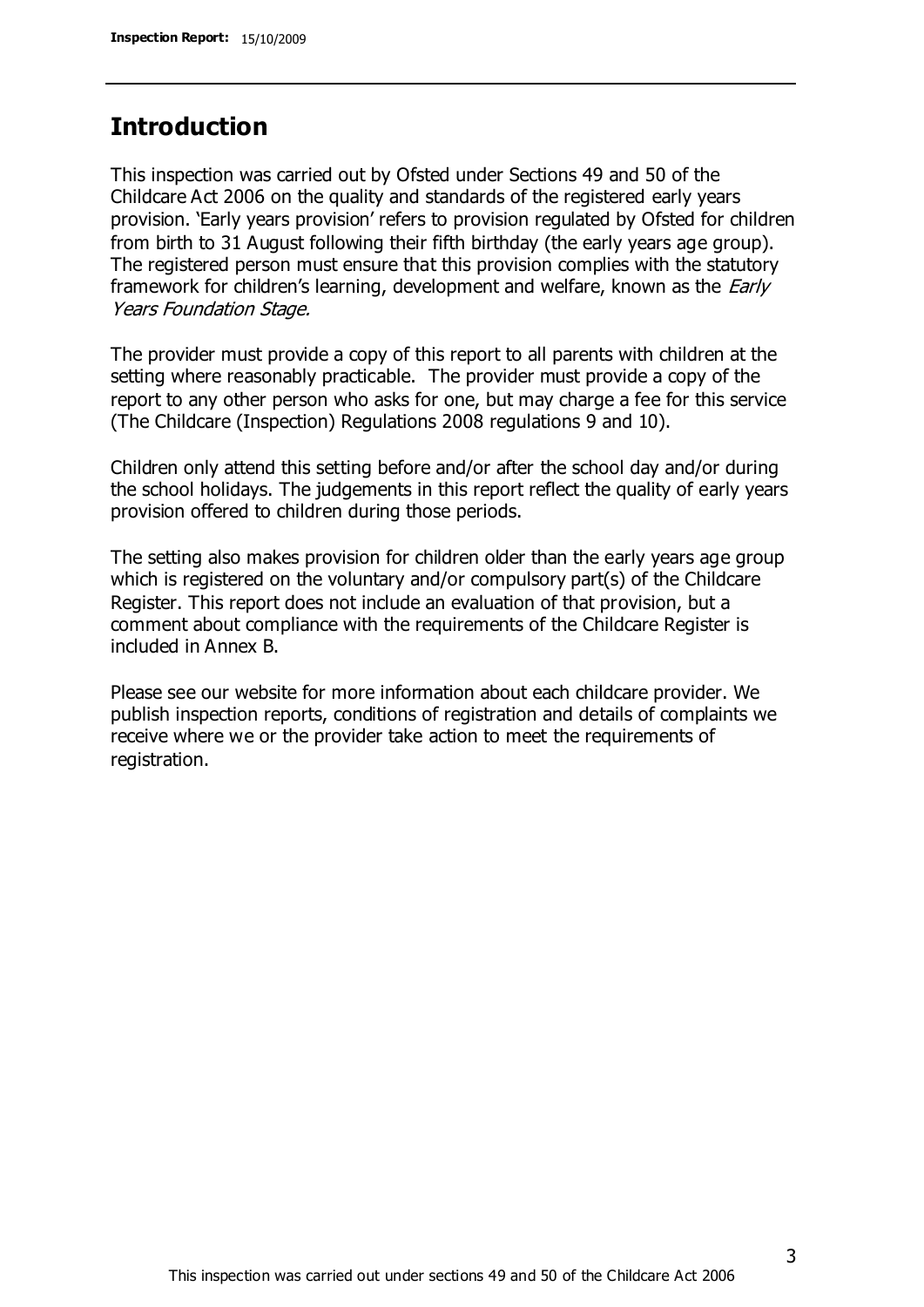## Introduction

This inspection was carried out by Ofsted under Sections 49 and 50 of the Childcare Act 2006 on the quality and standards of the registered early years provision. 'Early years provision' refers to provision regulated by Ofsted for children from birth to 31 August following their fifth birthday (the early years age group). The registered person must ensure that this provision complies with the statutory framework for children's learning, development and welfare, known as the *Early Years Foundation Stage.*

The provider must provide a copy of this report to all parents with children at the setting where reasonably practicable. The provider must provide a copy of the report to any other person who asks for one, but may charge a fee for this service (The Childcare (Inspection) Regulations 2008 regulations 9 and 10).

Children only attend this setting before and/or after the school day and/or during the school holidays. The judgements in this report reflect the quality of early years provision offered to children during those periods.

The setting also makes provision for children older than the early years age group which is registered on the voluntary and/or compulsory part(s) of the Childcare Register. This report does not include an evaluation of that provision, but a comment about compliance with the requirements of the Childcare Register is included in Annex B.

Please see our website for more information about each childcare provider. We publish inspection reports, conditions of registration and details of complaints we receive where we or the provider take action to meet the requirements of registration.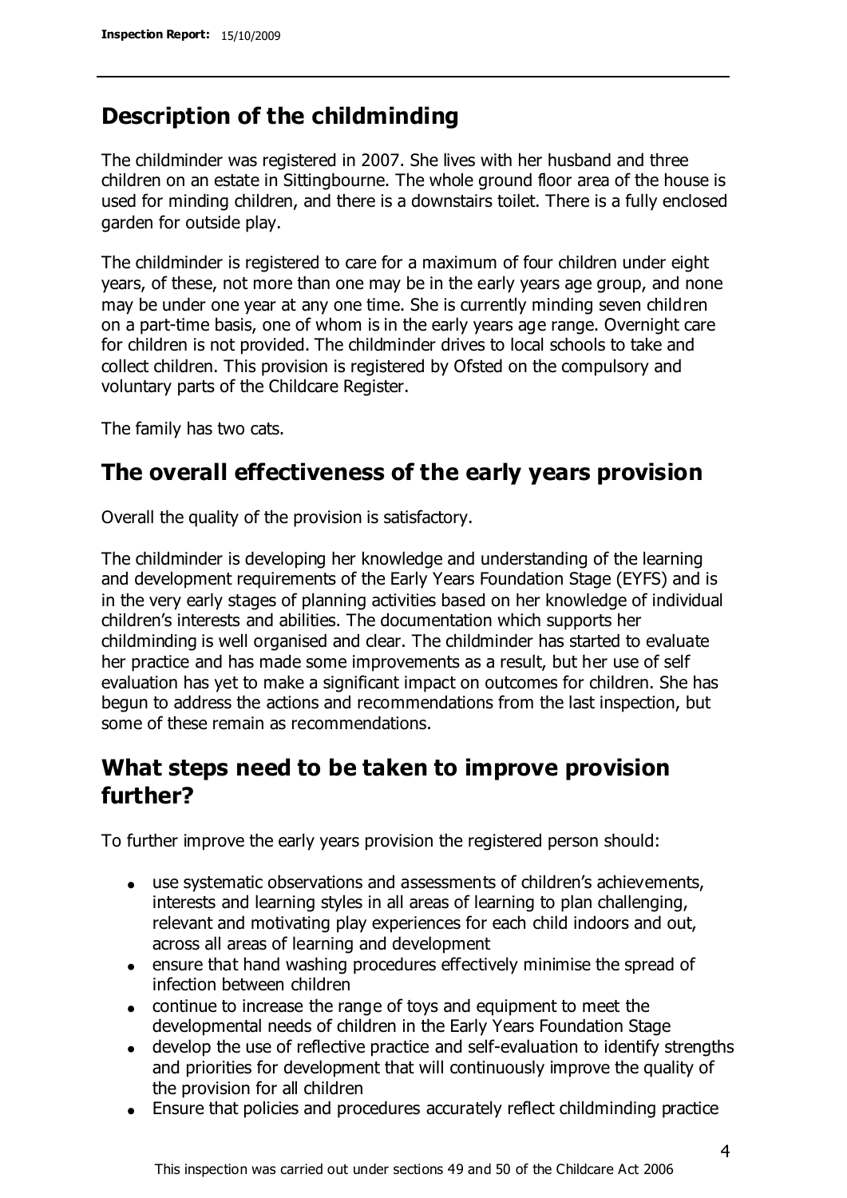## Description of the childminding

The childminder was registered in 2007. She lives with her husband and three children on an estate in Sittingbourne. The whole ground floor area of the house is used for minding children, and there is a downstairs toilet. There is a fully enclosed garden for outside play.

The childminder is registered to care for a maximum of four children under eight years, of these, not more than one may be in the early years age group, and none may be under one year at any one time. She is currently minding seven children on a part-time basis, one of whom is in the early years age range. Overnight care for children is not provided. The childminder drives to local schools to take and collect children. This provision is registered by Ofsted on the compulsory and voluntary parts of the Childcare Register.

The family has two cats.

## The overall effectiveness of the early years provision

Overall the quality of the provision is satisfactory.

The childminder is developing her knowledge and understanding of the learning and development requirements of the Early Years Foundation Stage (EYFS) and is in the very early stages of planning activities based on her knowledge of individual children's interests and abilities. The documentation which supports her childminding is well organised and clear. The childminder has started to evaluate her practice and has made some improvements as a result, but her use of self evaluation has yet to make a significant impact on outcomes for children. She has begun to address the actions and recommendations from the last inspection, but some of these remain as recommendations.

## What steps need to be taken to improve provision further?

To further improve the early years provision the registered person should:

- use systematic observations and assessments of children's achievements, interests and learning styles in all areas of learning to plan challenging, relevant and motivating play experiences for each child indoors and out, across all areas of learning and development
- ensure that hand washing procedures effectively minimise the spread of infection between children
- continue to increase the range of toys and equipment to meet the developmental needs of children in the Early Years Foundation Stage
- develop the use of reflective practice and self-evaluation to identify strengths and priorities for development that will continuously improve the quality of the provision for all children
- Ensure that policies and procedures accurately reflect childminding practice

This inspection was carried out under sections 49 and 50 of the Childcare Act 2006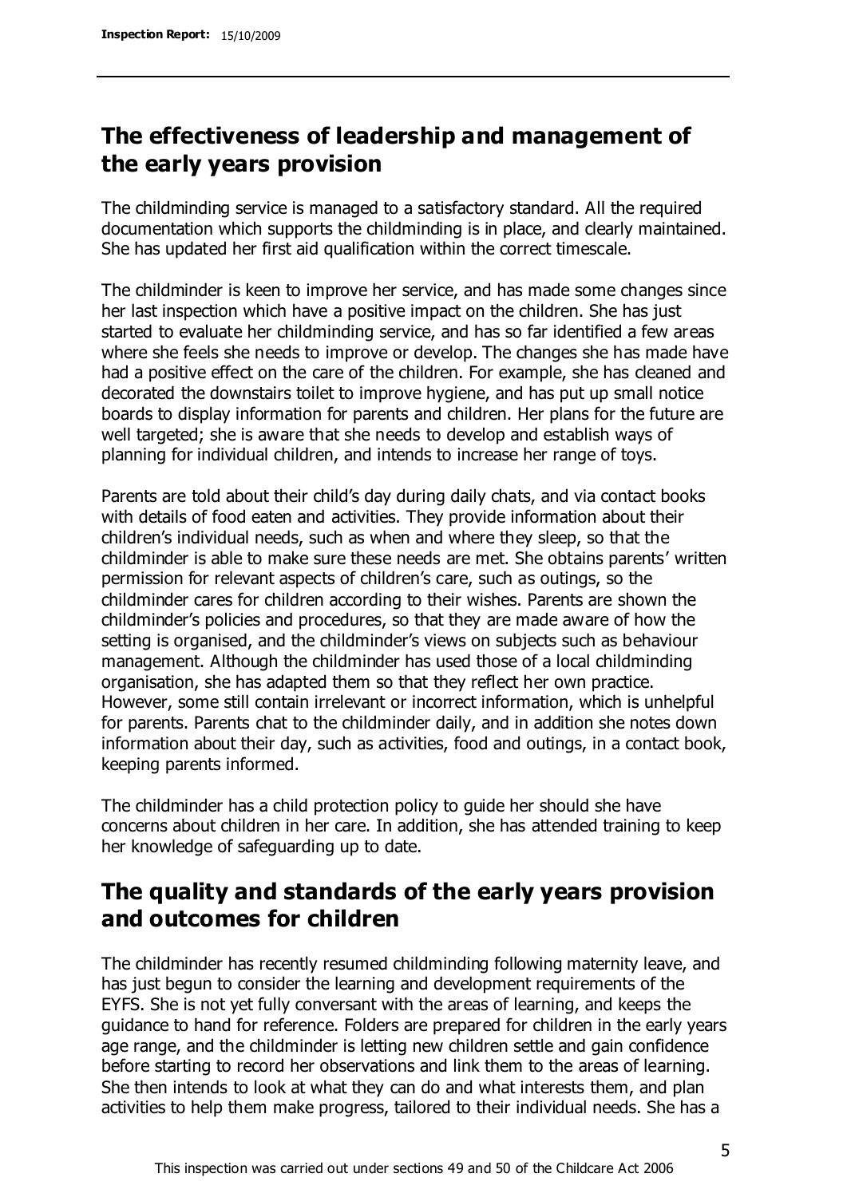## The effectiveness of leadership and management of the early years provision

The childminding service is managed to a satisfactory standard. All the required documentation which supports the childminding is in place, and clearly maintained. She has updated her first aid qualification within the correct timescale.

The childminder is keen to improve her service, and has made some changes since her last inspection which have a positive impact on the children. She has just started to evaluate her childminding service, and has so far identified a few areas where she feels she needs to improve or develop. The changes she has made have had a positive effect on the care of the children. For example, she has cleaned and decorated the downstairs toilet to improve hygiene, and has put up small notice boards to display information for parents and children. Her plans for the future are well targeted; she is aware that she needs to develop and establish ways of planning for individual children, and intends to increase her range of toys.

Parents are told about their child's day during daily chats, and via contact books with details of food eaten and activities. They provide information about their children's individual needs, such as when and where they sleep, so that the childminder is able to make sure these needs are met. She obtains parents' written permission for relevant aspects of children's care, such as outings, so the childminder cares for children according to their wishes. Parents are shown the childminder's policies and procedures, so that they are made aware of how the setting is organised, and the childminder's views on subjects such as behaviour management. Although the childminder has used those of a local childminding organisation, she has adapted them so that they reflect her own practice. However, some still contain irrelevant or incorrect information, which is unhelpful for parents. Parents chat to the childminder daily, and in addition she notes down information about their day, such as activities, food and outings, in a contact book, keeping parents informed.

The childminder has a child protection policy to guide her should she have concerns about children in her care. In addition, she has attended training to keep her knowledge of safeguarding up to date.

## The quality and standards of the early years provision and outcomes for children

The childminder has recently resumed childminding following maternity leave, and has just begun to consider the learning and development requirements of the EYFS. She is not yet fully conversant with the areas of learning, and keeps the guidance to hand for reference. Folders are prepared for children in the early years age range, and the childminder is letting new children settle and gain confidence before starting to record her observations and link them to the areas of learning. She then intends to look at what they can do and what interests them, and plan activities to help them make progress, tailored to their individual needs. She has a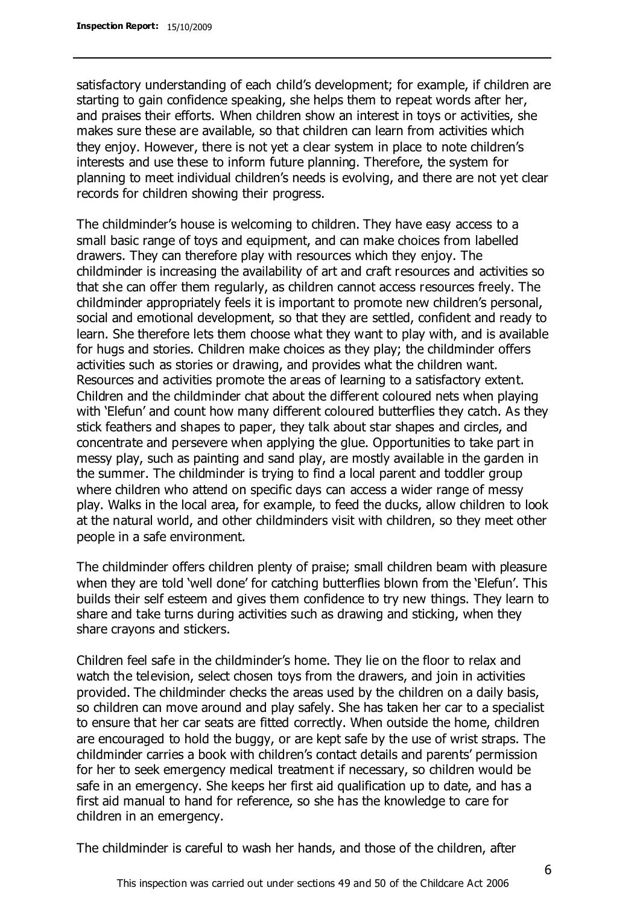satisfactory understanding of each child's development; for example, if children are starting to gain confidence speaking, she helps them to repeat words after her, and praises their efforts. When children show an interest in toys or activities, she makes sure these are available, so that children can learn from activities which they enjoy. However, there is not yet a clear system in place to note children's interests and use these to inform future planning. Therefore, the system for planning to meet individual children's needs is evolving, and there are not yet clear records for children showing their progress.

The childminder's house is welcoming to children. They have easy access to a small basic range of toys and equipment, and can make choices from labelled drawers. They can therefore play with resources which they enjoy. The childminder is increasing the availability of art and craft resources and activities so that she can offer them regularly, as children cannot access resources freely. The childminder appropriately feels it is important to promote new children's personal, social and emotional development, so that they are settled, confident and ready to learn. She therefore lets them choose what they want to play with, and is available for hugs and stories. Children make choices as they play; the childminder offers activities such as stories or drawing, and provides what the children want. Resources and activities promote the areas of learning to a satisfactory extent. Children and the childminder chat about the different coloured nets when playing with 'Elefun' and count how many different coloured butterflies they catch. As they stick feathers and shapes to paper, they talk about star shapes and circles, and concentrate and persevere when applying the glue. Opportunities to take part in messy play, such as painting and sand play, are mostly available in the garden in the summer. The childminder is trying to find a local parent and toddler group where children who attend on specific days can access a wider range of messy play. Walks in the local area, for example, to feed the ducks, allow children to look at the natural world, and other childminders visit with children, so they meet other people in a safe environment.

The childminder offers children plenty of praise; small children beam with pleasure when they are told 'well done' for catching butterflies blown from the 'Elefun'. This builds their self esteem and gives them confidence to try new things. They learn to share and take turns during activities such as drawing and sticking, when they share crayons and stickers.

Children feel safe in the childminder's home. They lie on the floor to relax and watch the television, select chosen toys from the drawers, and join in activities provided. The childminder checks the areas used by the children on a daily basis, so children can move around and play safely. She has taken her car to a specialist to ensure that her car seats are fitted correctly. When outside the home, children are encouraged to hold the buggy, or are kept safe by the use of wrist straps. The childminder carries a book with children's contact details and parents' permission for her to seek emergency medical treatment if necessary, so children would be safe in an emergency. She keeps her first aid qualification up to date, and has a first aid manual to hand for reference, so she has the knowledge to care for children in an emergency.

The childminder is careful to wash her hands, and those of the children, after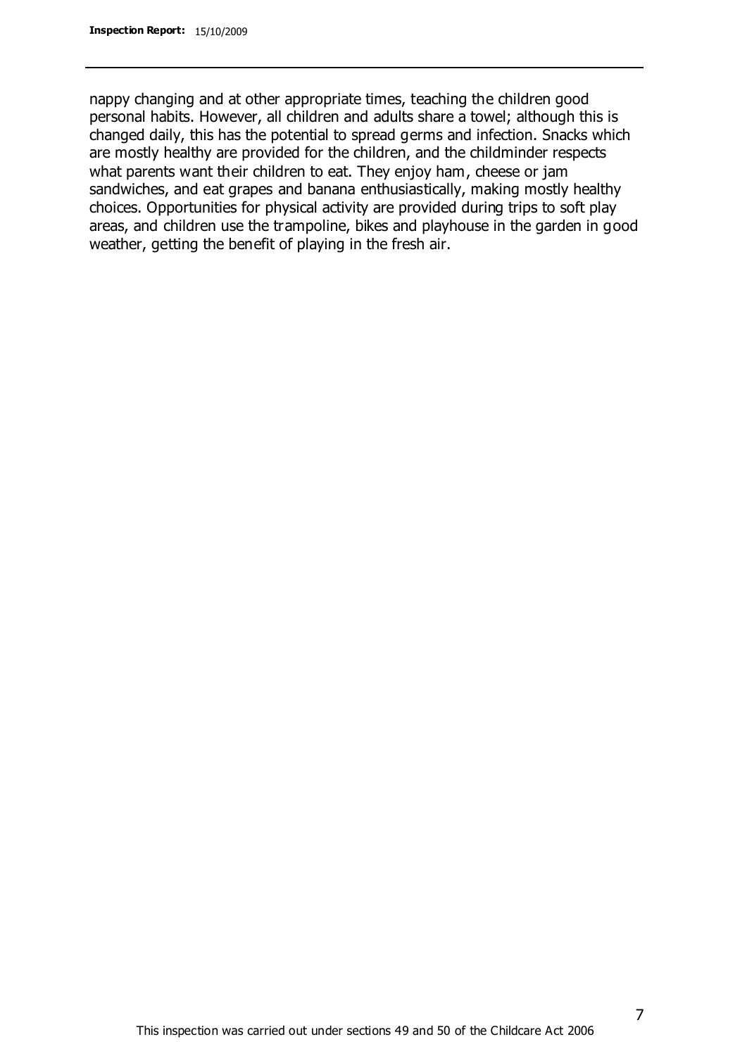nappy changing and at other appropriate times, teaching the children good personal habits. However, all children and adults share a towel; although this is changed daily, this has the potential to spread germs and infection. Snacks which are mostly healthy are provided for the children, and the childminder respects what parents want their children to eat. They enjoy ham, cheese or jam sandwiches, and eat grapes and banana enthusiastically, making mostly healthy choices. Opportunities for physical activity are provided during trips to soft play areas, and children use the trampoline, bikes and playhouse in the garden in good weather, getting the benefit of playing in the fresh air.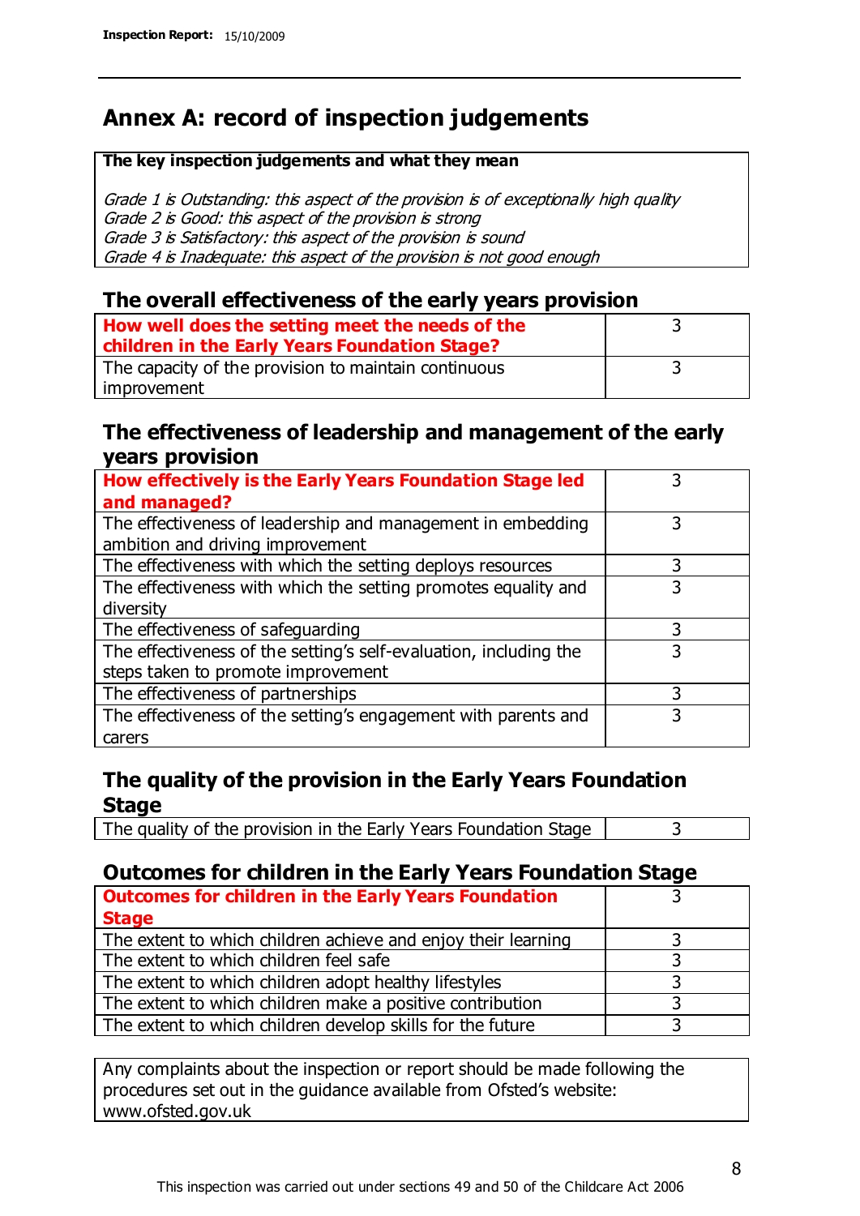# Annex A: record of inspection judgements

**The key inspection judgements and what they mean**

*Grade 1 is Outstanding: this aspect of the provision is of exceptionally high quality*
*Grade 2 is Good: this aspect of the provision is strong*
*Grade 3 is Satisfactory: this aspect of the provision is sound*
*Grade 4 is Inadequate: this aspect of the provision is not good enough*

## The overall effectiveness of the early years provision

| | |
|---|---|
| **How well does the setting meet the needs of the children in the Early Years Foundation Stage?** | 3 |
| The capacity of the provision to maintain continuous improvement | 3 |

## The effectiveness of leadership and management of the early years provision

| | |
|---|---|
| **How effectively is the Early Years Foundation Stage led and managed?** | 3 |
| The effectiveness of leadership and management in embedding ambition and driving improvement | 3 |
| The effectiveness with which the setting deploys resources | 3 |
| The effectiveness with which the setting promotes equality and diversity | 3 |
| The effectiveness of safeguarding | 3 |
| The effectiveness of the setting's self-evaluation, including the steps taken to promote improvement | 3 |
| The effectiveness of partnerships | 3 |
| The effectiveness of the setting's engagement with parents and carers | 3 |

## The quality of the provision in the Early Years Foundation Stage

| | |
|---|---|
| The quality of the provision in the Early Years Foundation Stage | 3 |

## Outcomes for children in the Early Years Foundation Stage

| | |
|---|---|
| **Outcomes for children in the Early Years Foundation Stage** | 3 |
| The extent to which children achieve and enjoy their learning | 3 |
| The extent to which children feel safe | 3 |
| The extent to which children adopt healthy lifestyles | 3 |
| The extent to which children make a positive contribution | 3 |
| The extent to which children develop skills for the future | 3 |

Any complaints about the inspection or report should be made following the procedures set out in the guidance available from Ofsted's website: www.ofsted.gov.uk

This inspection was carried out under sections 49 and 50 of the Childcare Act 2006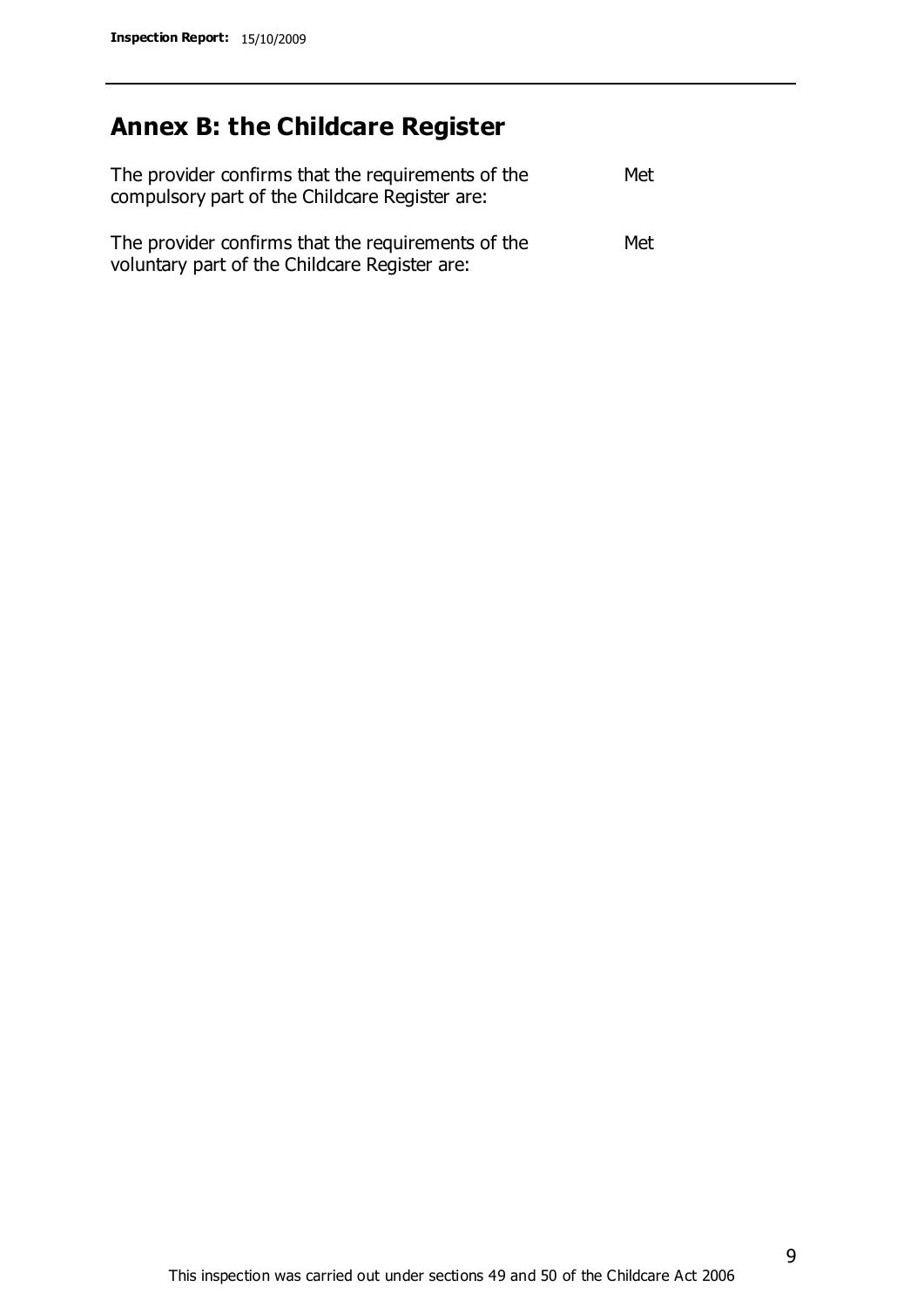## Annex B: the Childcare Register

| | |
|---|---|
| The provider confirms that the requirements of the compulsory part of the Childcare Register are: | Met |
| The provider confirms that the requirements of the voluntary part of the Childcare Register are: | Met |

This inspection was carried out under sections 49 and 50 of the Childcare Act 2006